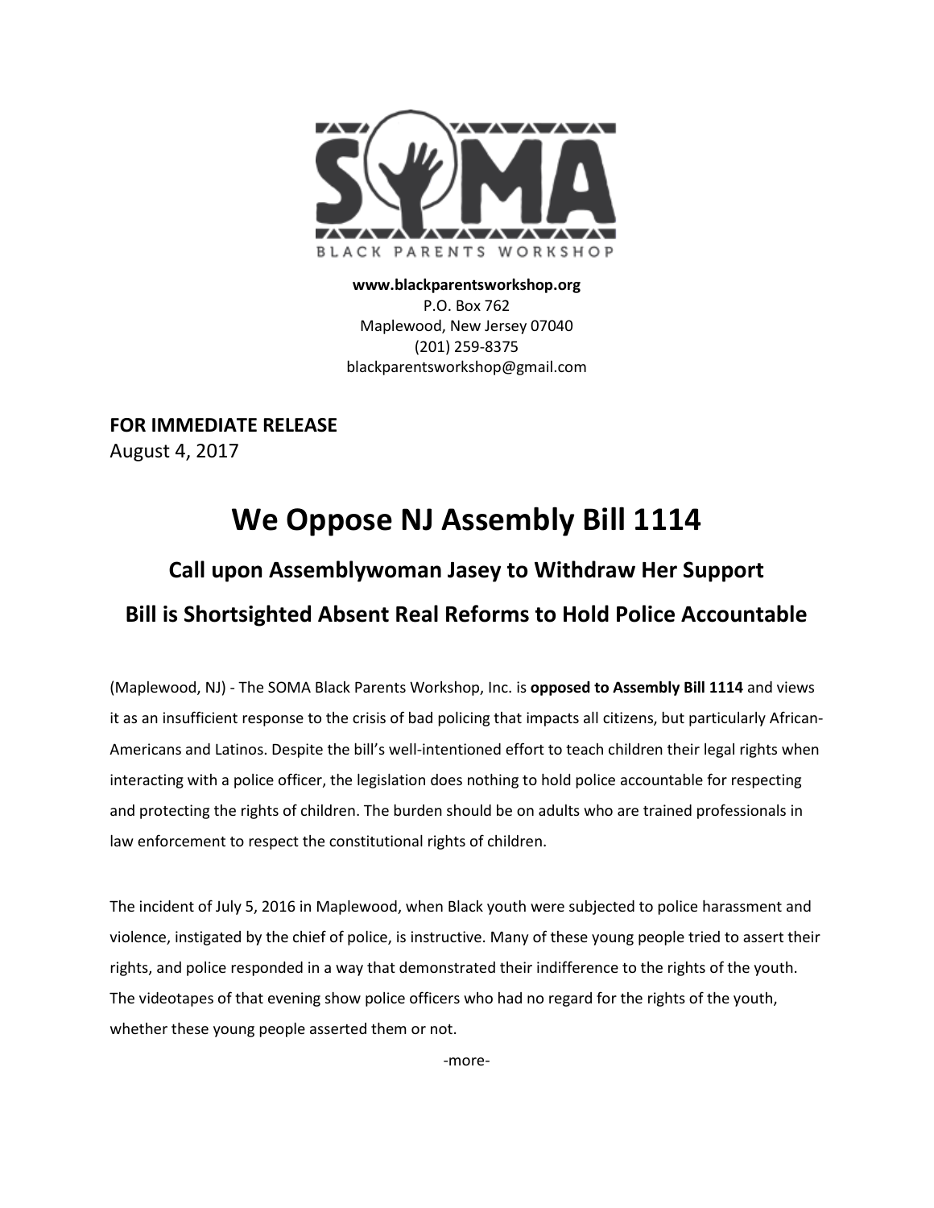SOMA

BLACK PARENTS WORKSHOP

**www.blackparentsworkshop.org**
P.O. Box 762
Maplewood, New Jersey 07040
(201) 259-8375
blackparentsworkshop@gmail.com

**FOR IMMEDIATE RELEASE**
August 4, 2017

# We Oppose NJ Assembly Bill 1114

## Call upon Assemblywoman Jasey to Withdraw Her Support

## Bill is Shortsighted Absent Real Reforms to Hold Police Accountable

(Maplewood, NJ) - The SOMA Black Parents Workshop, Inc. is **opposed to Assembly Bill 1114** and views it as an insufficient response to the crisis of bad policing that impacts all citizens, but particularly African-Americans and Latinos. Despite the bill's well-intentioned effort to teach children their legal rights when interacting with a police officer, the legislation does nothing to hold police accountable for respecting and protecting the rights of children. The burden should be on adults who are trained professionals in law enforcement to respect the constitutional rights of children.

The incident of July 5, 2016 in Maplewood, when Black youth were subjected to police harassment and violence, instigated by the chief of police, is instructive. Many of these young people tried to assert their rights, and police responded in a way that demonstrated their indifference to the rights of the youth. The videotapes of that evening show police officers who had no regard for the rights of the youth, whether these young people asserted them or not.

-more-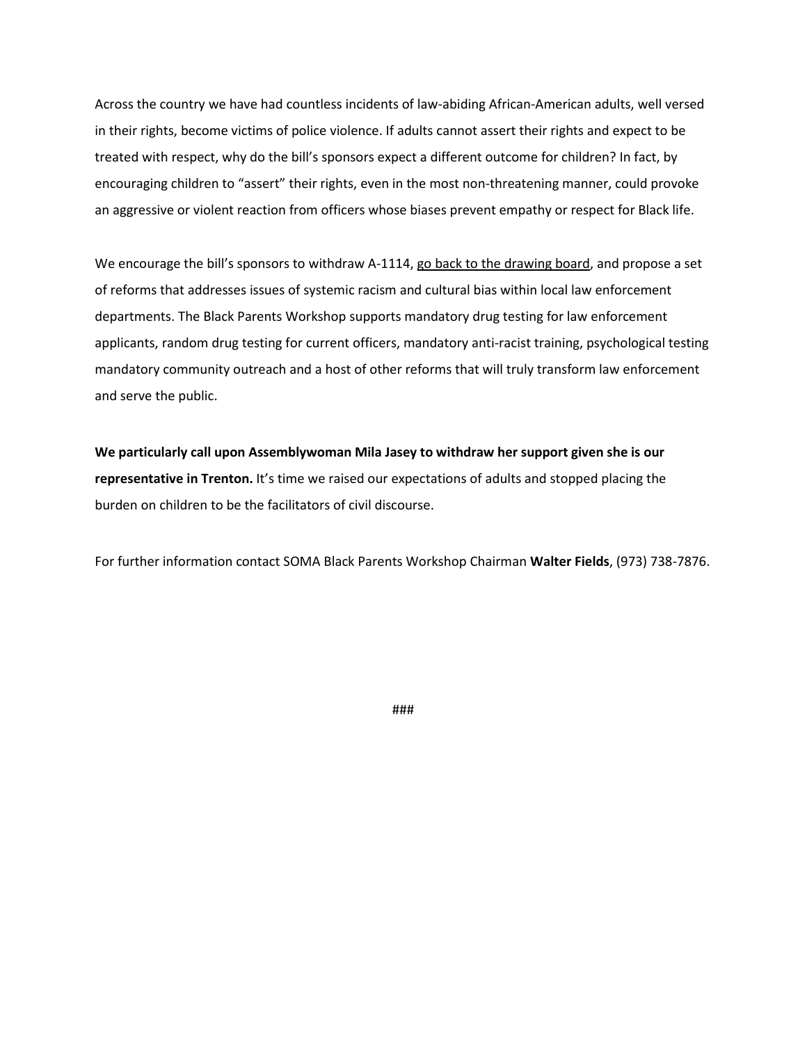Across the country we have had countless incidents of law-abiding African-American adults, well versed in their rights, become victims of police violence. If adults cannot assert their rights and expect to be treated with respect, why do the bill's sponsors expect a different outcome for children? In fact, by encouraging children to "assert" their rights, even in the most non-threatening manner, could provoke an aggressive or violent reaction from officers whose biases prevent empathy or respect for Black life.

We encourage the bill's sponsors to withdraw A-1114, go back to the drawing board, and propose a set of reforms that addresses issues of systemic racism and cultural bias within local law enforcement departments. The Black Parents Workshop supports mandatory drug testing for law enforcement applicants, random drug testing for current officers, mandatory anti-racist training, psychological testing mandatory community outreach and a host of other reforms that will truly transform law enforcement and serve the public.

**We particularly call upon Assemblywoman Mila Jasey to withdraw her support given she is our representative in Trenton.** It's time we raised our expectations of adults and stopped placing the burden on children to be the facilitators of civil discourse.

For further information contact SOMA Black Parents Workshop Chairman **Walter Fields**, (973) 738-7876.

###